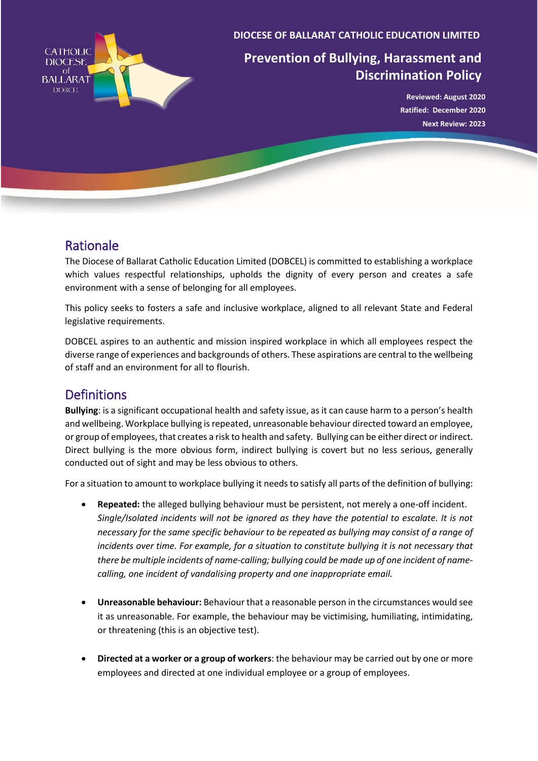DIOCESE OF BALLARAT CATHOLIC EDUCATION LIMITED

# Prevention of Bullying, Harassment and Discrimination Policy

**Reviewed: August 2020**
**Ratified: December 2020**
**Next Review: 2023**

## Rationale

The Diocese of Ballarat Catholic Education Limited (DOBCEL) is committed to establishing a workplace which values respectful relationships, upholds the dignity of every person and creates a safe environment with a sense of belonging for all employees.

This policy seeks to fosters a safe and inclusive workplace, aligned to all relevant State and Federal legislative requirements.

DOBCEL aspires to an authentic and mission inspired workplace in which all employees respect the diverse range of experiences and backgrounds of others. These aspirations are central to the wellbeing of staff and an environment for all to flourish.

## Definitions

**Bullying**: is a significant occupational health and safety issue, as it can cause harm to a person's health and wellbeing. Workplace bullying is repeated, unreasonable behaviour directed toward an employee, or group of employees, that creates a risk to health and safety. Bullying can be either direct or indirect. Direct bullying is the more obvious form, indirect bullying is covert but no less serious, generally conducted out of sight and may be less obvious to others.

For a situation to amount to workplace bullying it needs to satisfy all parts of the definition of bullying:

- **Repeated:** the alleged bullying behaviour must be persistent, not merely a one-off incident. *Single/Isolated incidents will not be ignored as they have the potential to escalate. It is not necessary for the same specific behaviour to be repeated as bullying may consist of a range of incidents over time. For example, for a situation to constitute bullying it is not necessary that there be multiple incidents of name-calling; bullying could be made up of one incident of name-calling, one incident of vandalising property and one inappropriate email.*

- **Unreasonable behaviour:** Behaviour that a reasonable person in the circumstances would see it as unreasonable. For example, the behaviour may be victimising, humiliating, intimidating, or threatening (this is an objective test).

- **Directed at a worker or a group of workers**: the behaviour may be carried out by one or more employees and directed at one individual employee or a group of employees.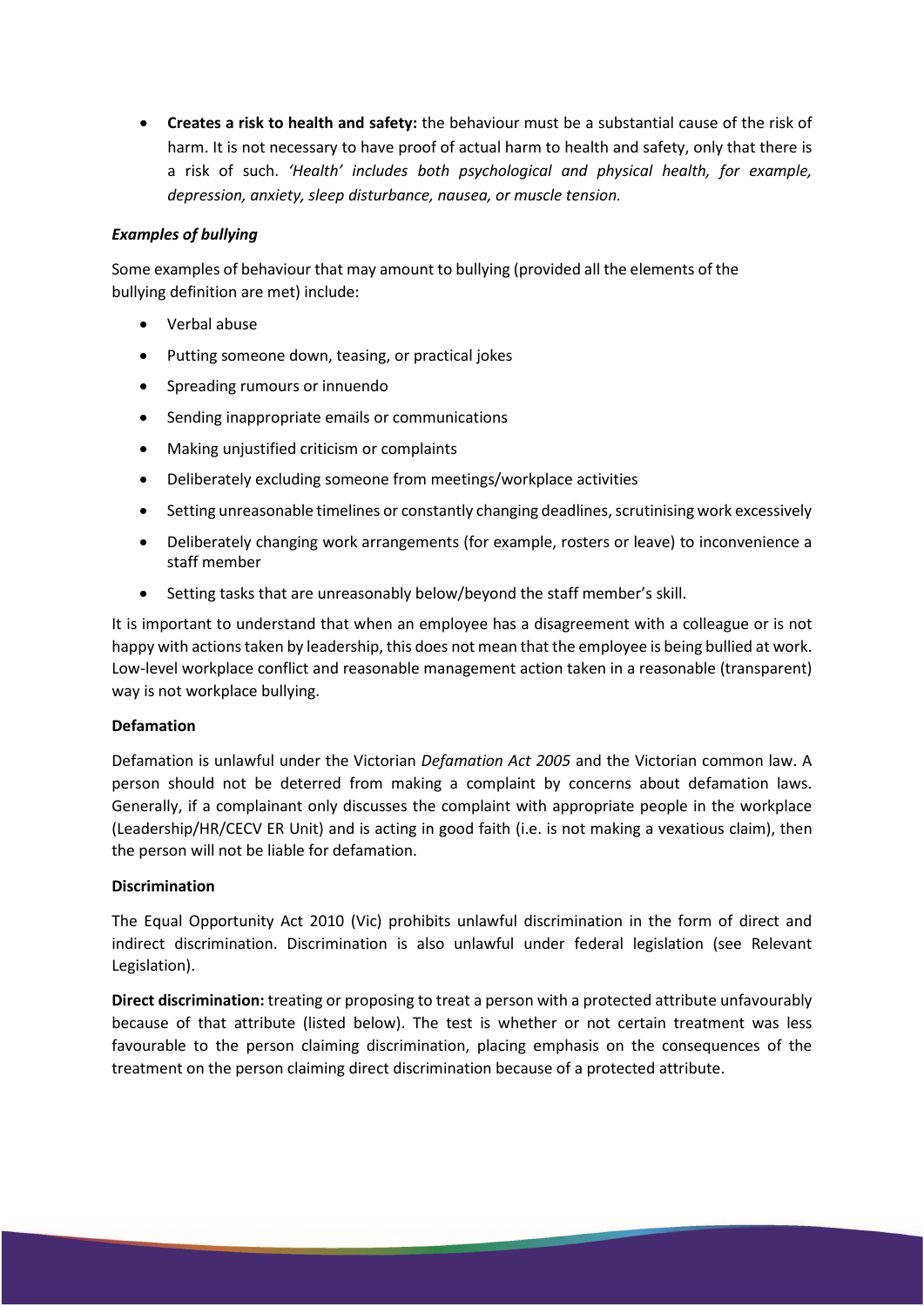- **Creates a risk to health and safety:** the behaviour must be a substantial cause of the risk of harm. It is not necessary to have proof of actual harm to health and safety, only that there is a risk of such. *'Health' includes both psychological and physical health, for example, depression, anxiety, sleep disturbance, nausea, or muscle tension.*

***Examples of bullying***

Some examples of behaviour that may amount to bullying (provided all the elements of the bullying definition are met) include:

- Verbal abuse
- Putting someone down, teasing, or practical jokes
- Spreading rumours or innuendo
- Sending inappropriate emails or communications
- Making unjustified criticism or complaints
- Deliberately excluding someone from meetings/workplace activities
- Setting unreasonable timelines or constantly changing deadlines, scrutinising work excessively
- Deliberately changing work arrangements (for example, rosters or leave) to inconvenience a staff member
- Setting tasks that are unreasonably below/beyond the staff member's skill.

It is important to understand that when an employee has a disagreement with a colleague or is not happy with actions taken by leadership, this does not mean that the employee is being bullied at work. Low-level workplace conflict and reasonable management action taken in a reasonable (transparent) way is not workplace bullying.

**Defamation**

Defamation is unlawful under the Victorian *Defamation Act 2005* and the Victorian common law. A person should not be deterred from making a complaint by concerns about defamation laws. Generally, if a complainant only discusses the complaint with appropriate people in the workplace (Leadership/HR/CECV ER Unit) and is acting in good faith (i.e. is not making a vexatious claim), then the person will not be liable for defamation.

**Discrimination**

The Equal Opportunity Act 2010 (Vic) prohibits unlawful discrimination in the form of direct and indirect discrimination. Discrimination is also unlawful under federal legislation (see Relevant Legislation).

**Direct discrimination:** treating or proposing to treat a person with a protected attribute unfavourably because of that attribute (listed below). The test is whether or not certain treatment was less favourable to the person claiming discrimination, placing emphasis on the consequences of the treatment on the person claiming direct discrimination because of a protected attribute.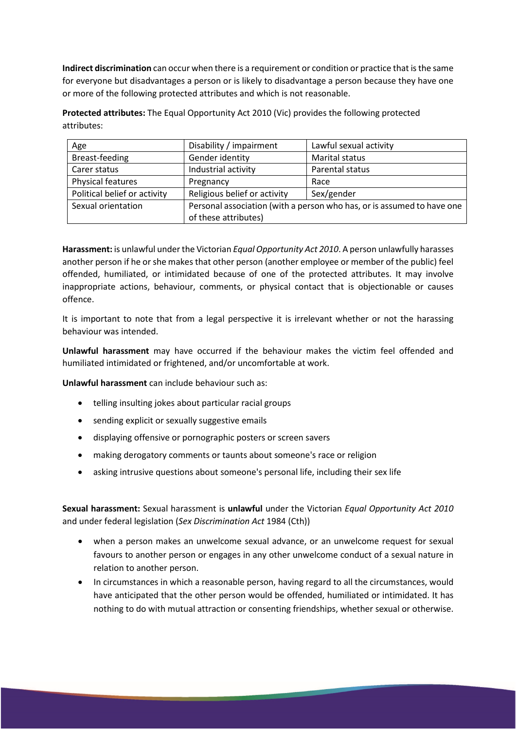**Indirect discrimination** can occur when there is a requirement or condition or practice that is the same for everyone but disadvantages a person or is likely to disadvantage a person because they have one or more of the following protected attributes and which is not reasonable.

**Protected attributes:** The Equal Opportunity Act 2010 (Vic) provides the following protected attributes:

| Age | Disability / impairment | Lawful sexual activity |
|---|---|---|
| Breast-feeding | Gender identity | Marital status |
| Carer status | Industrial activity | Parental status |
| Physical features | Pregnancy | Race |
| Political belief or activity | Religious belief or activity | Sex/gender |
| Sexual orientation | Personal association (with a person who has, or is assumed to have one of these attributes) | |

**Harassment:** is unlawful under the Victorian *Equal Opportunity Act 2010*. A person unlawfully harasses another person if he or she makes that other person (another employee or member of the public) feel offended, humiliated, or intimidated because of one of the protected attributes. It may involve inappropriate actions, behaviour, comments, or physical contact that is objectionable or causes offence.

It is important to note that from a legal perspective it is irrelevant whether or not the harassing behaviour was intended.

**Unlawful harassment** may have occurred if the behaviour makes the victim feel offended and humiliated intimidated or frightened, and/or uncomfortable at work.

**Unlawful harassment** can include behaviour such as:

- telling insulting jokes about particular racial groups
- sending explicit or sexually suggestive emails
- displaying offensive or pornographic posters or screen savers
- making derogatory comments or taunts about someone's race or religion
- asking intrusive questions about someone's personal life, including their sex life

**Sexual harassment:** Sexual harassment is **unlawful** under the Victorian *Equal Opportunity Act 2010* and under federal legislation (*Sex Discrimination Act* 1984 (Cth))

- when a person makes an unwelcome sexual advance, or an unwelcome request for sexual favours to another person or engages in any other unwelcome conduct of a sexual nature in relation to another person.
- In circumstances in which a reasonable person, having regard to all the circumstances, would have anticipated that the other person would be offended, humiliated or intimidated. It has nothing to do with mutual attraction or consenting friendships, whether sexual or otherwise.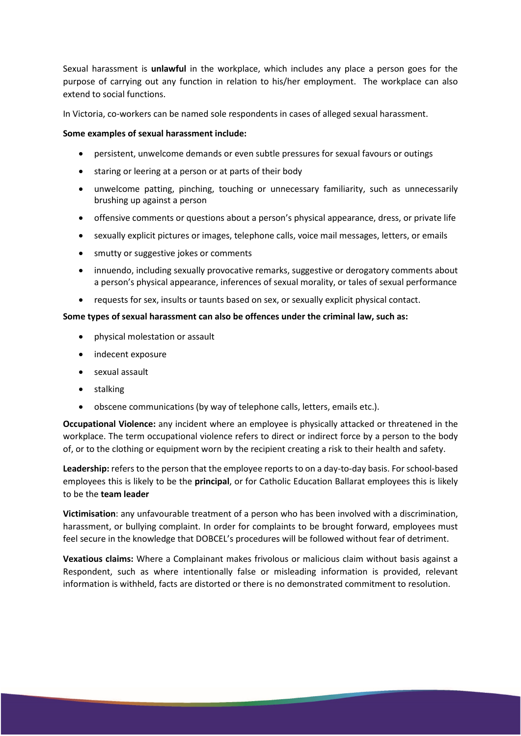Sexual harassment is **unlawful** in the workplace, which includes any place a person goes for the purpose of carrying out any function in relation to his/her employment. The workplace can also extend to social functions.

In Victoria, co-workers can be named sole respondents in cases of alleged sexual harassment.

**Some examples of sexual harassment include:**

- persistent, unwelcome demands or even subtle pressures for sexual favours or outings
- staring or leering at a person or at parts of their body
- unwelcome patting, pinching, touching or unnecessary familiarity, such as unnecessarily brushing up against a person
- offensive comments or questions about a person's physical appearance, dress, or private life
- sexually explicit pictures or images, telephone calls, voice mail messages, letters, or emails
- smutty or suggestive jokes or comments
- innuendo, including sexually provocative remarks, suggestive or derogatory comments about a person's physical appearance, inferences of sexual morality, or tales of sexual performance
- requests for sex, insults or taunts based on sex, or sexually explicit physical contact.

**Some types of sexual harassment can also be offences under the criminal law, such as:**

- physical molestation or assault
- indecent exposure
- sexual assault
- stalking
- obscene communications (by way of telephone calls, letters, emails etc.).

**Occupational Violence:** any incident where an employee is physically attacked or threatened in the workplace. The term occupational violence refers to direct or indirect force by a person to the body of, or to the clothing or equipment worn by the recipient creating a risk to their health and safety.

**Leadership:** refers to the person that the employee reports to on a day-to-day basis. For school-based employees this is likely to be the **principal**, or for Catholic Education Ballarat employees this is likely to be the **team leader**

**Victimisation**: any unfavourable treatment of a person who has been involved with a discrimination, harassment, or bullying complaint. In order for complaints to be brought forward, employees must feel secure in the knowledge that DOBCEL's procedures will be followed without fear of detriment.

**Vexatious claims:** Where a Complainant makes frivolous or malicious claim without basis against a Respondent, such as where intentionally false or misleading information is provided, relevant information is withheld, facts are distorted or there is no demonstrated commitment to resolution.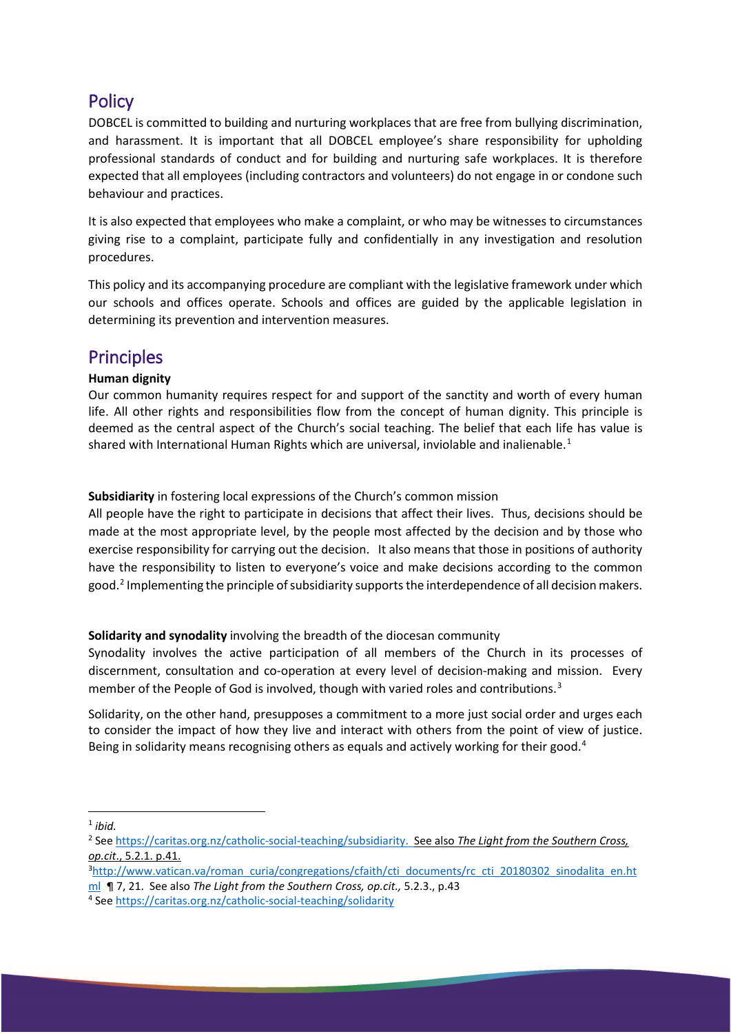## Policy

DOBCEL is committed to building and nurturing workplaces that are free from bullying discrimination, and harassment. It is important that all DOBCEL employee's share responsibility for upholding professional standards of conduct and for building and nurturing safe workplaces. It is therefore expected that all employees (including contractors and volunteers) do not engage in or condone such behaviour and practices.

It is also expected that employees who make a complaint, or who may be witnesses to circumstances giving rise to a complaint, participate fully and confidentially in any investigation and resolution procedures.

This policy and its accompanying procedure are compliant with the legislative framework under which our schools and offices operate. Schools and offices are guided by the applicable legislation in determining its prevention and intervention measures.

## Principles

**Human dignity**

Our common humanity requires respect for and support of the sanctity and worth of every human life. All other rights and responsibilities flow from the concept of human dignity. This principle is deemed as the central aspect of the Church's social teaching. The belief that each life has value is shared with International Human Rights which are universal, inviolable and inalienable.[1]

**Subsidiarity** in fostering local expressions of the Church's common mission

All people have the right to participate in decisions that affect their lives. Thus, decisions should be made at the most appropriate level, by the people most affected by the decision and by those who exercise responsibility for carrying out the decision. It also means that those in positions of authority have the responsibility to listen to everyone's voice and make decisions according to the common good.[2] Implementing the principle of subsidiarity supports the interdependence of all decision makers.

**Solidarity and synodality** involving the breadth of the diocesan community

Synodality involves the active participation of all members of the Church in its processes of discernment, consultation and co-operation at every level of decision-making and mission. Every member of the People of God is involved, though with varied roles and contributions.[3]

Solidarity, on the other hand, presupposes a commitment to a more just social order and urges each to consider the impact of how they live and interact with others from the point of view of justice. Being in solidarity means recognising others as equals and actively working for their good.[4]

---

[1] *ibid.*

[2] See https://caritas.org.nz/catholic-social-teaching/subsidiarity. See also *The Light from the Southern Cross, op.cit*., 5.2.1. p.41.

[3] http://www.vatican.va/roman_curia/congregations/cfaith/cti_documents/rc_cti_20180302_sinodalita_en.html ¶ 7, 21. See also *The Light from the Southern Cross, op.cit.,* 5.2.3., p.43

[4] See https://caritas.org.nz/catholic-social-teaching/solidarity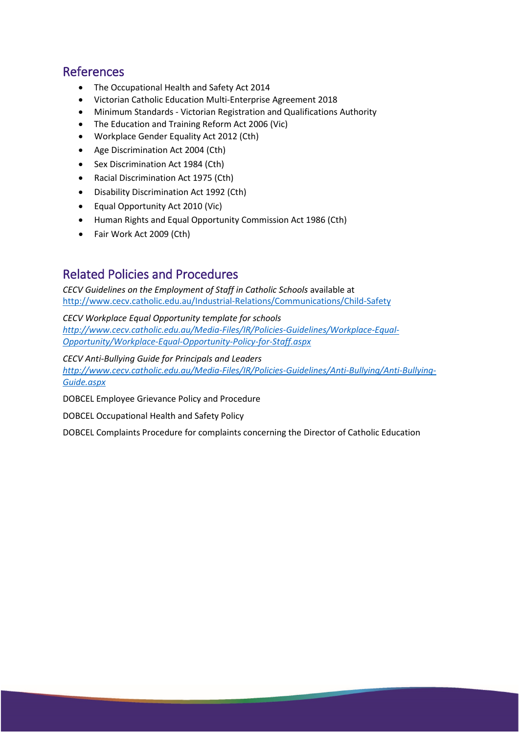## References

- The Occupational Health and Safety Act 2014
- Victorian Catholic Education Multi-Enterprise Agreement 2018
- Minimum Standards - Victorian Registration and Qualifications Authority
- The Education and Training Reform Act 2006 (Vic)
- Workplace Gender Equality Act 2012 (Cth)
- Age Discrimination Act 2004 (Cth)
- Sex Discrimination Act 1984 (Cth)
- Racial Discrimination Act 1975 (Cth)
- Disability Discrimination Act 1992 (Cth)
- Equal Opportunity Act 2010 (Vic)
- Human Rights and Equal Opportunity Commission Act 1986 (Cth)
- Fair Work Act 2009 (Cth)

## Related Policies and Procedures

*CECV Guidelines on the Employment of Staff in Catholic Schools* available at http://www.cecv.catholic.edu.au/Industrial-Relations/Communications/Child-Safety

*CECV Workplace Equal Opportunity template for schools*
*http://www.cecv.catholic.edu.au/Media-Files/IR/Policies-Guidelines/Workplace-Equal-Opportunity/Workplace-Equal-Opportunity-Policy-for-Staff.aspx*

*CECV Anti-Bullying Guide for Principals and Leaders*
*http://www.cecv.catholic.edu.au/Media-Files/IR/Policies-Guidelines/Anti-Bullying/Anti-Bullying-Guide.aspx*

DOBCEL Employee Grievance Policy and Procedure

DOBCEL Occupational Health and Safety Policy

DOBCEL Complaints Procedure for complaints concerning the Director of Catholic Education